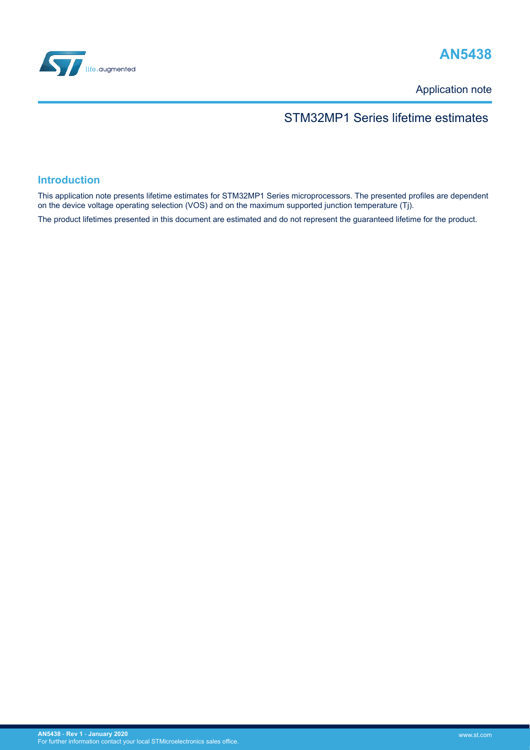# AN5438

Application note

## STM32MP1 Series lifetime estimates

## Introduction

This application note presents lifetime estimates for STM32MP1 Series microprocessors. The presented profiles are dependent on the device voltage operating selection (VOS) and on the maximum supported junction temperature (Tj).

The product lifetimes presented in this document are estimated and do not represent the guaranteed lifetime for the product.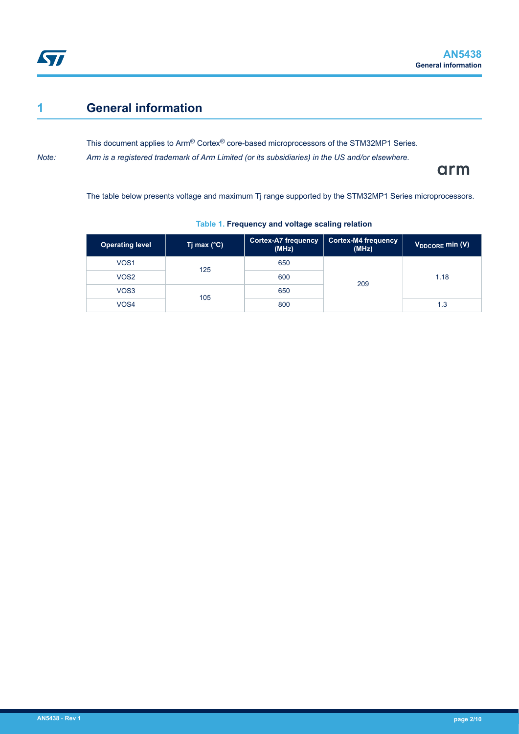# 1 General information

This document applies to Arm® Cortex® core-based microprocessors of the STM32MP1 Series.

*Note: Arm is a registered trademark of Arm Limited (or its subsidiaries) in the US and/or elsewhere.*

The table below presents voltage and maximum Tj range supported by the STM32MP1 Series microprocessors.

**Table 1. Frequency and voltage scaling relation**

| Operating level | Tj max (°C) | Cortex-A7 frequency (MHz) | Cortex-M4 frequency (MHz) | $V_{DDCORE}$ min (V) |
|---|---|---|---|---|
| VOS1 | 125 | 650 | 209 | 1.18 |
| VOS2 | | 600 | | |
| VOS3 | 105 | 650 | | |
| VOS4 | | 800 | | 1.3 |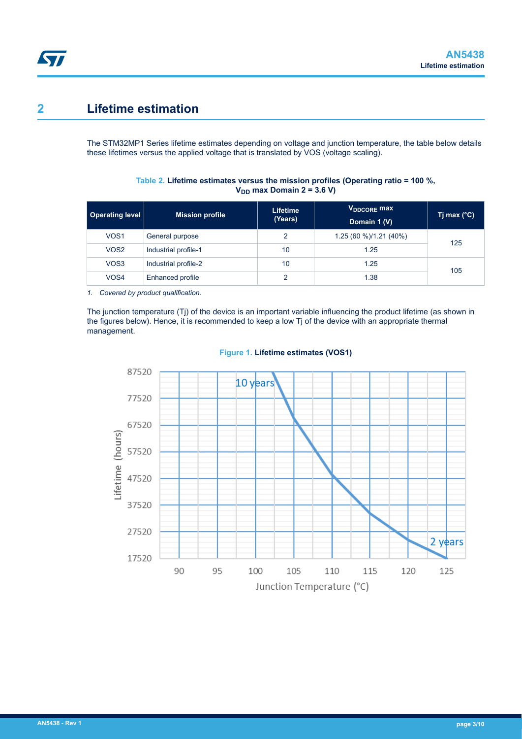## 2 Lifetime estimation

The STM32MP1 Series lifetime estimates depending on voltage and junction temperature, the table below details these lifetimes versus the applied voltage that is translated by VOS (voltage scaling).

**Table 2. Lifetime estimates versus the mission profiles (Operating ratio = 100 %, $V_{DD}$ max Domain 2 = 3.6 V)**

| Operating level | Mission profile | Lifetime (Years) | $V_{DDCORE}$ max Domain 1 (V) | Tj max (°C) |
|---|---|---|---|---|
| VOS1 | General purpose | 2 | 1.25 (60 %)/1.21 (40%) | 125 |
| VOS2 | Industrial profile-1 | 10 | 1.25 | |
| VOS3 | Industrial profile-2 | 10 | 1.25 | 105 |
| VOS4 | Enhanced profile | 2 | 1.38 | |

*1. Covered by product qualification.*

The junction temperature (Tj) of the device is an important variable influencing the product lifetime (as shown in the figures below). Hence, it is recommended to keep a low Tj of the device with an appropriate thermal management.

**Figure 1. Lifetime estimates (VOS1)**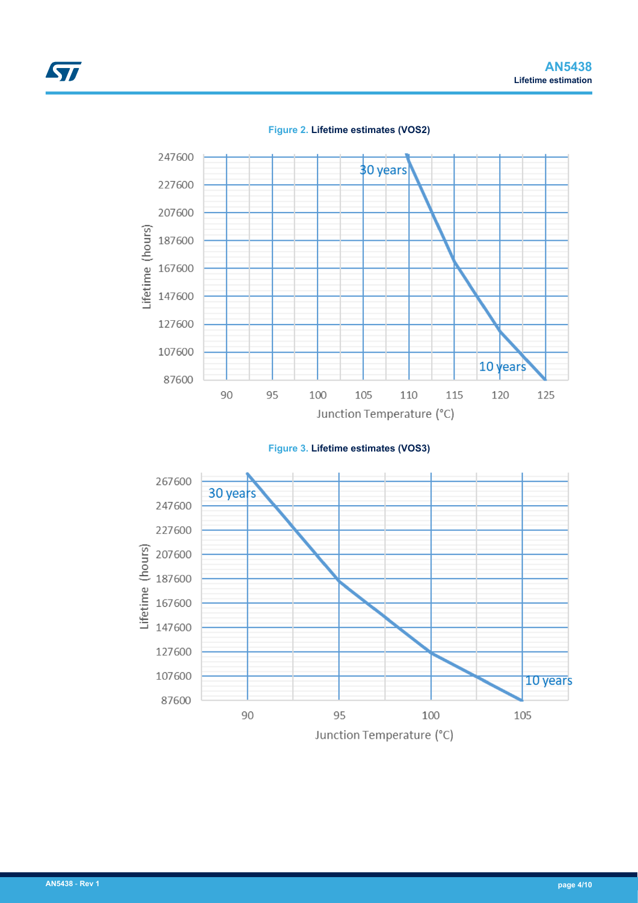**Figure 2.** Lifetime estimates (VOS2)

**Figure 3.** Lifetime estimates (VOS3)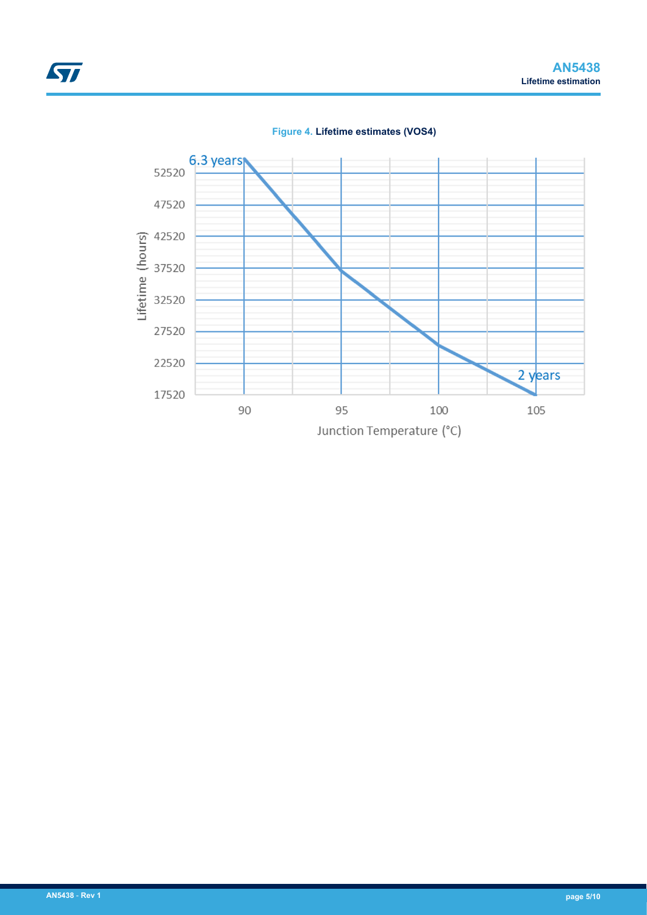Figure 4. Lifetime estimates (VOS4)

Lifetime (hours): 52520, 47520, 42520, 37520, 32520, 27520, 22520, 17520

Junction Temperature (°C): 90, 95, 100, 105

6.3 years

2 years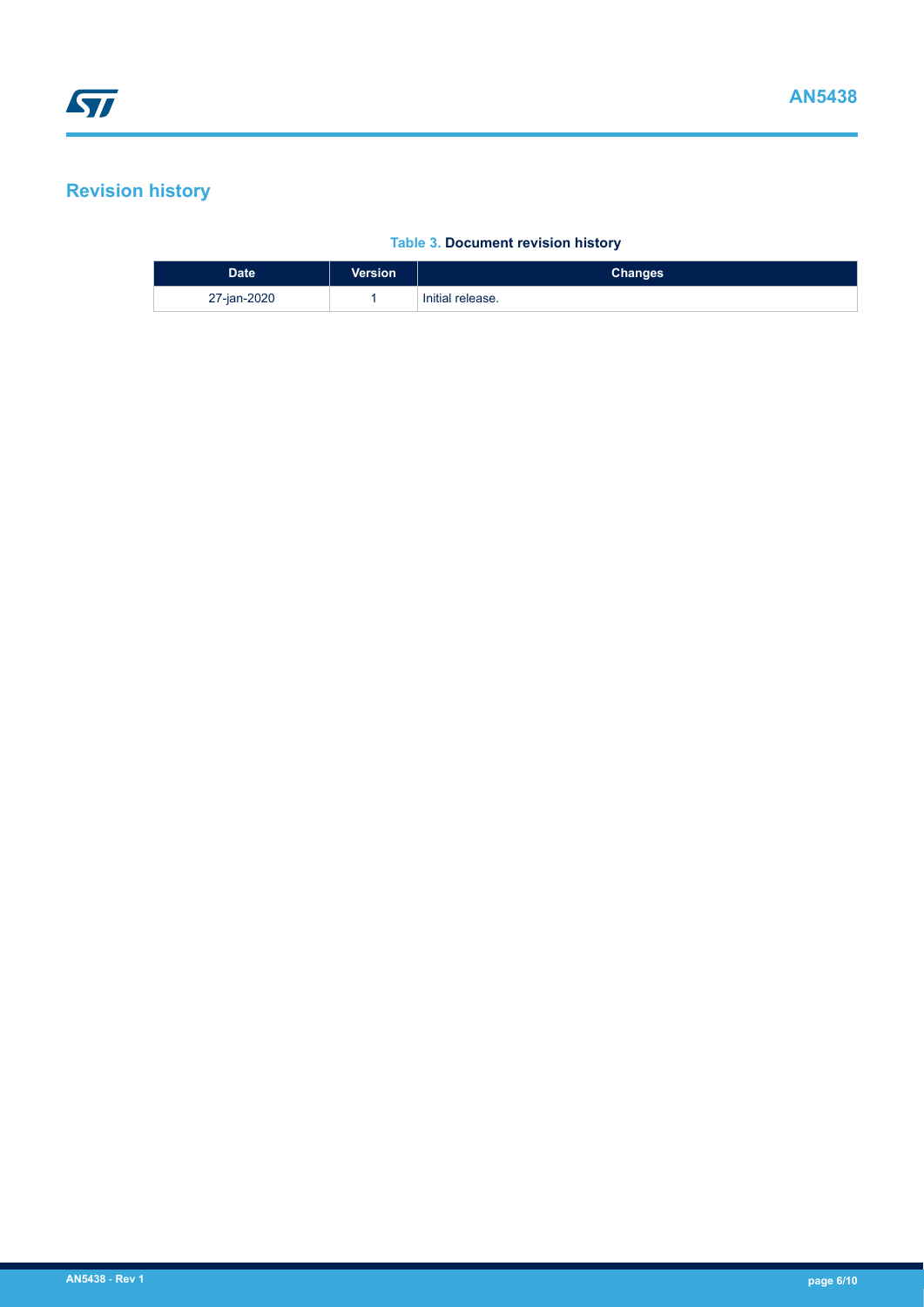## Revision history

**Table 3. Document revision history**

| Date | Version | Changes |
| --- | --- | --- |
| 27-jan-2020 | 1 | Initial release. |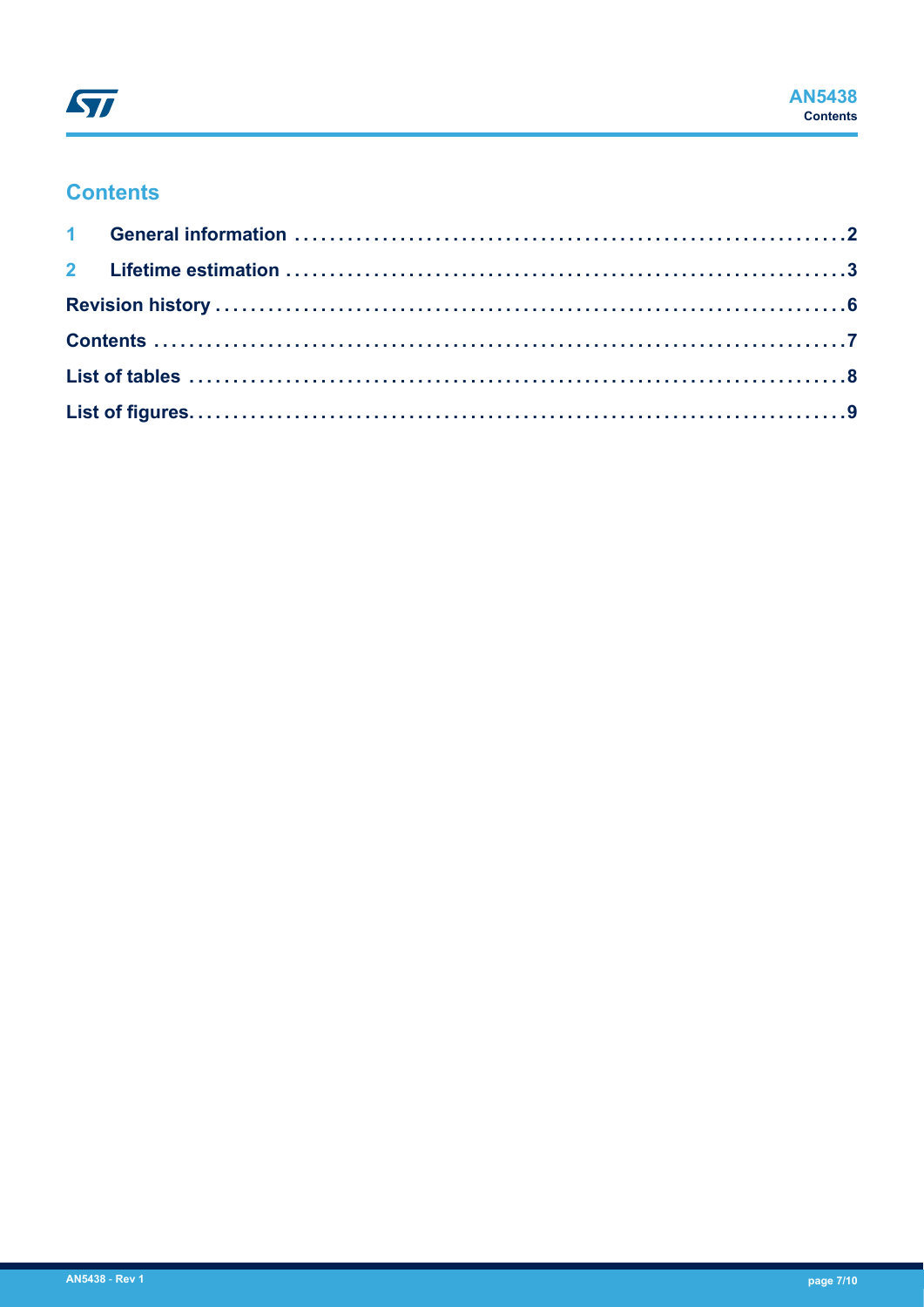# Contents

1 General information .............................................................. 2

2 Lifetime estimation .............................................................. 3

Revision history ........................................................................ 6

Contents .................................................................................. 7

List of tables ............................................................................ 8

List of figures ........................................................................... 9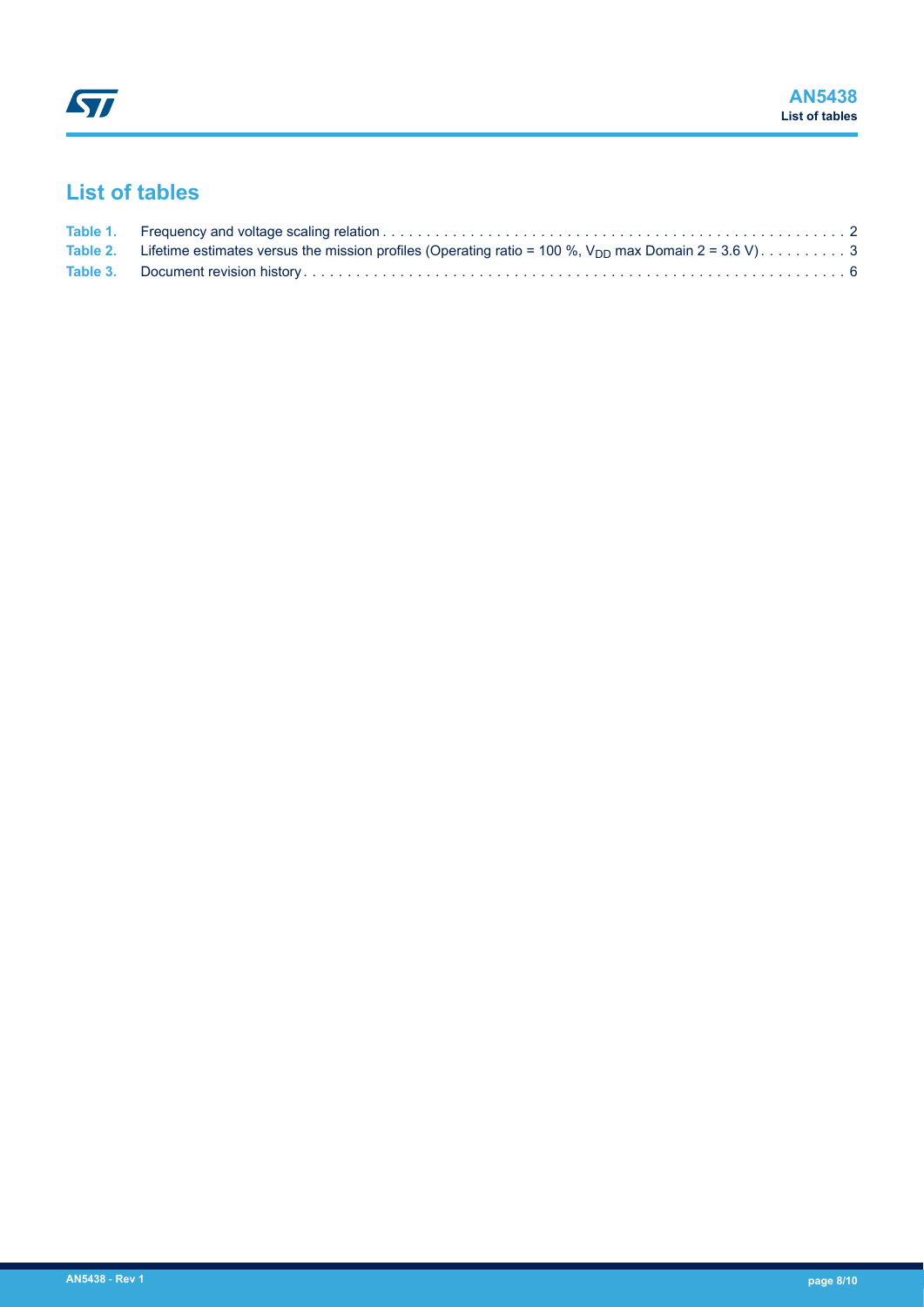# List of tables

Table 1. Frequency and voltage scaling relation . . . . . . . . . . . . . . . . . . . . . . . . . . . . . . . . . . . . . . . . . . . . . . . . . . . . 2
Table 2. Lifetime estimates versus the mission profiles (Operating ratio = 100 %, $V_{DD}$ max Domain 2 = 3.6 V) . . . . . . . . . . 3
Table 3. Document revision history . . . . . . . . . . . . . . . . . . . . . . . . . . . . . . . . . . . . . . . . . . . . . . . . . . . . . . . . . . . . . 6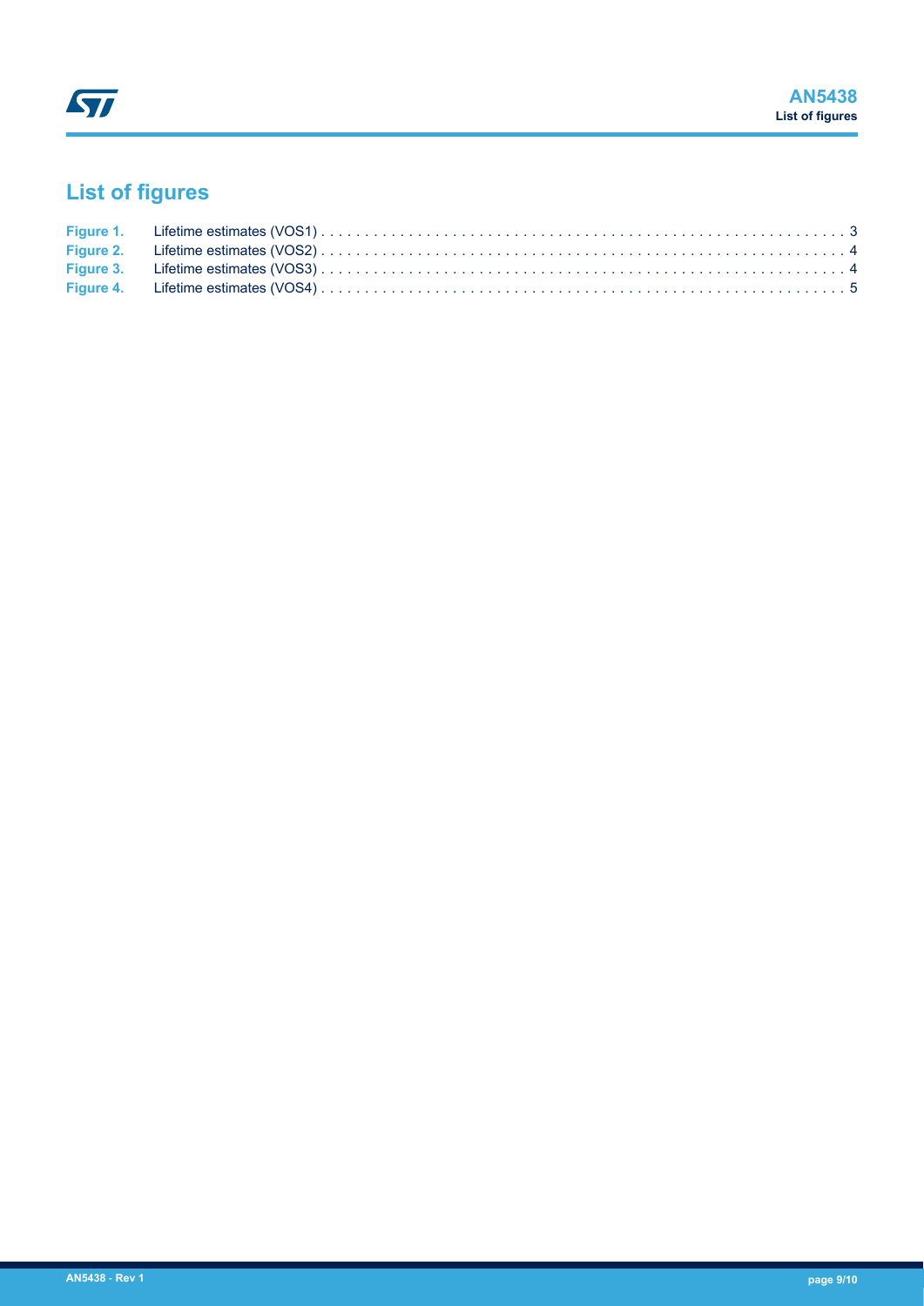# List of figures

Figure 1. Lifetime estimates (VOS1) . . . . . . . . . . . . . . . . . . . . . . . . . . . . . . . . . . . . . . . . . . . . . . . . . . . . . . . . . . . . . 3
Figure 2. Lifetime estimates (VOS2) . . . . . . . . . . . . . . . . . . . . . . . . . . . . . . . . . . . . . . . . . . . . . . . . . . . . . . . . . . . . . 4
Figure 3. Lifetime estimates (VOS3) . . . . . . . . . . . . . . . . . . . . . . . . . . . . . . . . . . . . . . . . . . . . . . . . . . . . . . . . . . . . . 4
Figure 4. Lifetime estimates (VOS4) . . . . . . . . . . . . . . . . . . . . . . . . . . . . . . . . . . . . . . . . . . . . . . . . . . . . . . . . . . . . . 5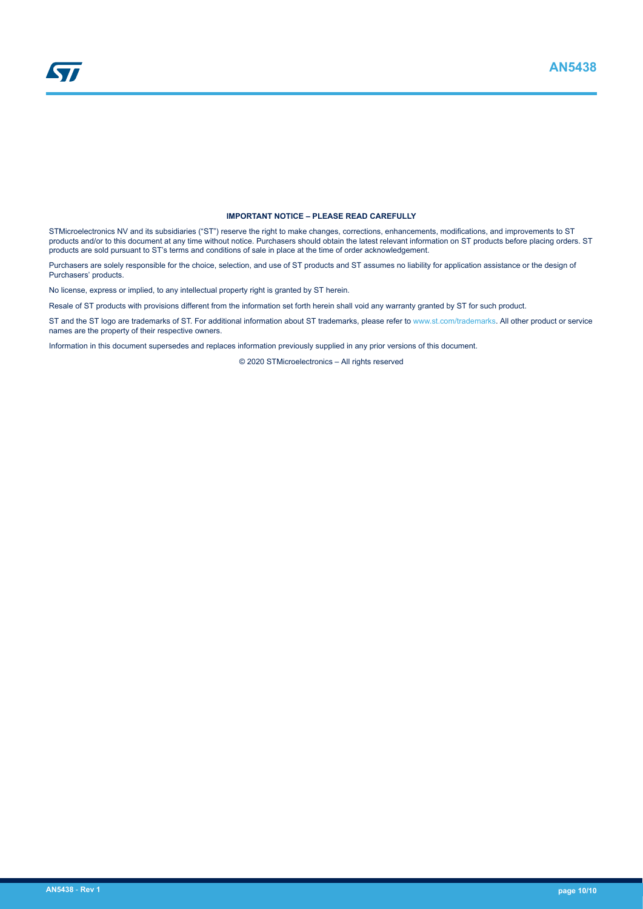**IMPORTANT NOTICE – PLEASE READ CAREFULLY**

STMicroelectronics NV and its subsidiaries ("ST") reserve the right to make changes, corrections, enhancements, modifications, and improvements to ST products and/or to this document at any time without notice. Purchasers should obtain the latest relevant information on ST products before placing orders. ST products are sold pursuant to ST's terms and conditions of sale in place at the time of order acknowledgement.

Purchasers are solely responsible for the choice, selection, and use of ST products and ST assumes no liability for application assistance or the design of Purchasers' products.

No license, express or implied, to any intellectual property right is granted by ST herein.

Resale of ST products with provisions different from the information set forth herein shall void any warranty granted by ST for such product.

ST and the ST logo are trademarks of ST. For additional information about ST trademarks, please refer to www.st.com/trademarks. All other product or service names are the property of their respective owners.

Information in this document supersedes and replaces information previously supplied in any prior versions of this document.

© 2020 STMicroelectronics – All rights reserved